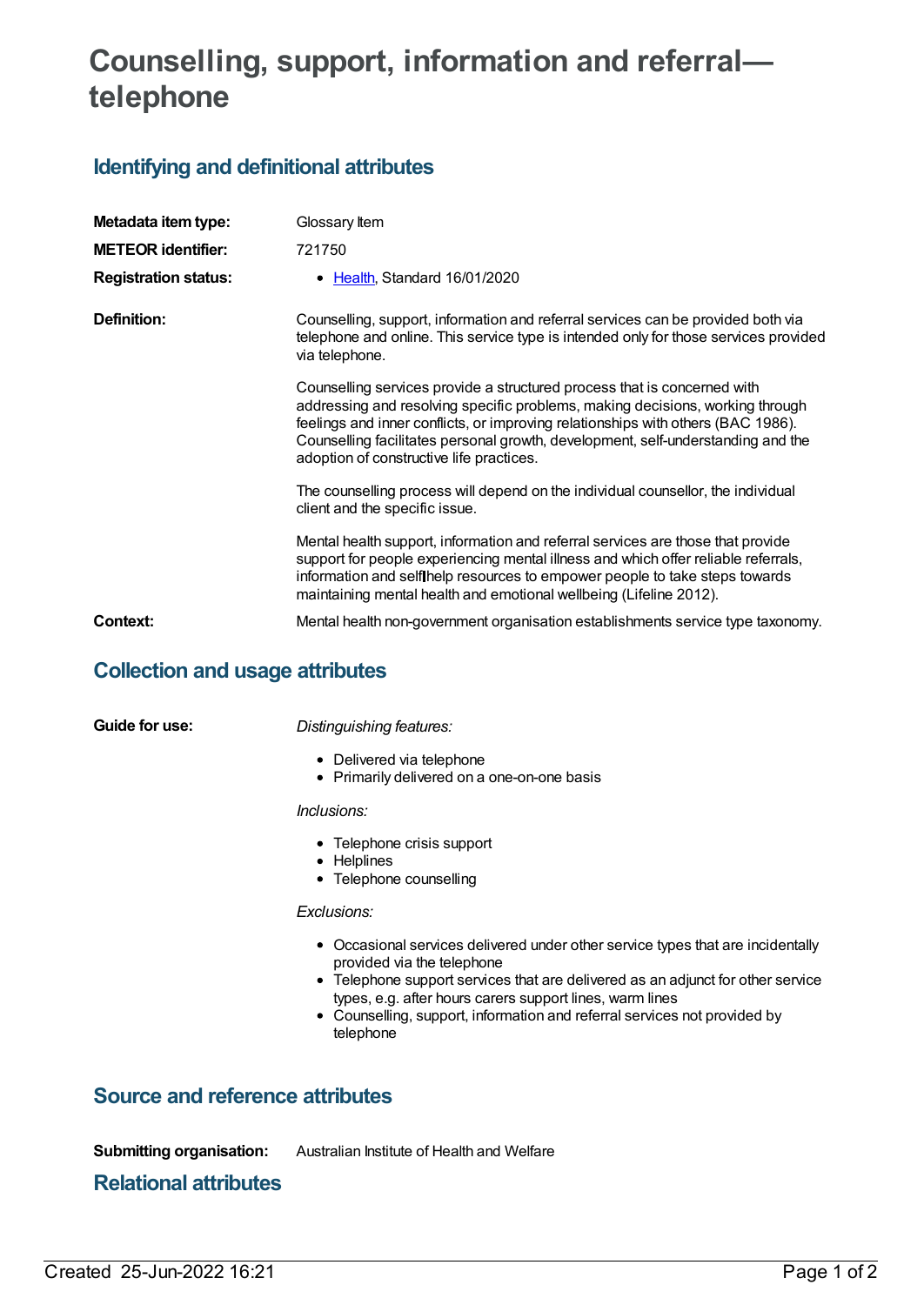# Counselling, support, information and referral—telephone

## Identifying and definitional attributes

**Metadata item type:** Glossary Item

**METEOR identifier:** 721750

**Registration status:**

- Health, Standard 16/01/2020

**Definition:**

Counselling, support, information and referral services can be provided both via telephone and online. This service type is intended only for those services provided via telephone.

Counselling services provide a structured process that is concerned with addressing and resolving specific problems, making decisions, working through feelings and inner conflicts, or improving relationships with others (BAC 1986). Counselling facilitates personal growth, development, self-understanding and the adoption of constructive life practices.

The counselling process will depend on the individual counsellor, the individual client and the specific issue.

Mental health support, information and referral services are those that provide support for people experiencing mental illness and which offer reliable referrals, information and self‑help resources to empower people to take steps towards maintaining mental health and emotional wellbeing (Lifeline 2012).

**Context:** Mental health non-government organisation establishments service type taxonomy.

## Collection and usage attributes

**Guide for use:**

*Distinguishing features:*

- Delivered via telephone
- Primarily delivered on a one-on-one basis

*Inclusions:*

- Telephone crisis support
- Helplines
- Telephone counselling

*Exclusions:*

- Occasional services delivered under other service types that are incidentally provided via the telephone
- Telephone support services that are delivered as an adjunct for other service types, e.g. after hours carers support lines, warm lines
- Counselling, support, information and referral services not provided by telephone

## Source and reference attributes

**Submitting organisation:** Australian Institute of Health and Welfare

## Relational attributes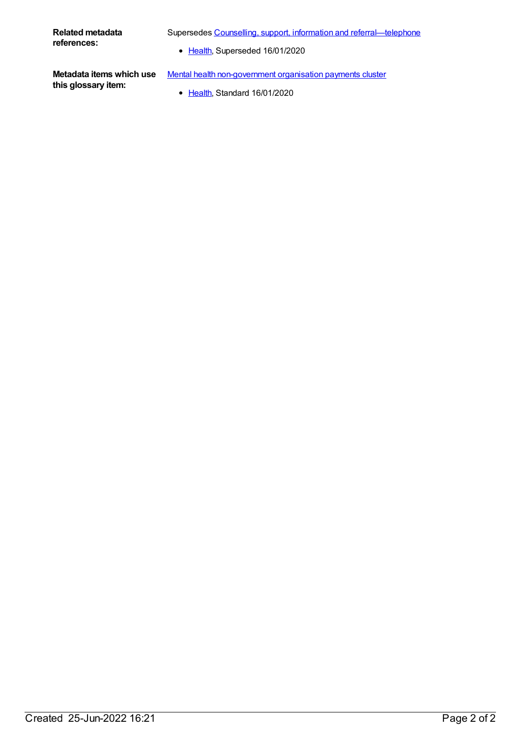| | |
|---|---|
| **Related metadata references:** | Supersedes Counselling, support, information and referral—telephone<br>• Health, Superseded 16/01/2020 |
| **Metadata items which use this glossary item:** | Mental health non-government organisation payments cluster<br>• Health, Standard 16/01/2020 |